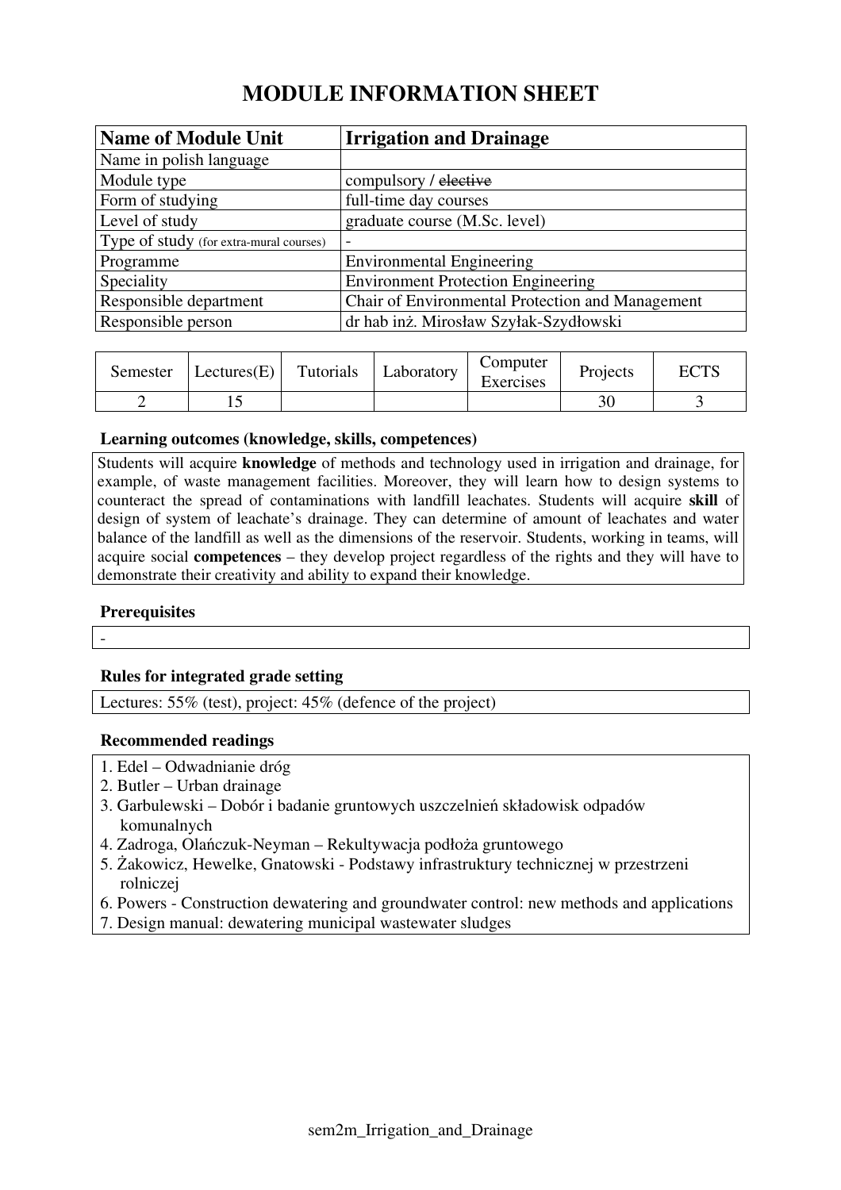# MODULE INFORMATION SHEET

| Name of Module Unit | Irrigation and Drainage |
|---|---|
| Name in polish language | |
| Module type | compulsory / ~~elective~~ |
| Form of studying | full-time day courses |
| Level of study | graduate course (M.Sc. level) |
| Type of study (for extra-mural courses) | - |
| Programme | Environmental Engineering |
| Speciality | Environment Protection Engineering |
| Responsible department | Chair of Environmental Protection and Management |
| Responsible person | dr hab inż. Mirosław Szyłak-Szydłowski |

| Semester | Lectures(E) | Tutorials | Laboratory | Computer Exercises | Projects | ECTS |
|---|---|---|---|---|---|---|
| 2 | 15 | | | | 30 | 3 |

### Learning outcomes (knowledge, skills, competences)

Students will acquire **knowledge** of methods and technology used in irrigation and drainage, for example, of waste management facilities. Moreover, they will learn how to design systems to counteract the spread of contaminations with landfill leachates. Students will acquire **skill** of design of system of leachate's drainage. They can determine of amount of leachates and water balance of the landfill as well as the dimensions of the reservoir. Students, working in teams, will acquire social **competences** – they develop project regardless of the rights and they will have to demonstrate their creativity and ability to expand their knowledge.

### Prerequisites

-

### Rules for integrated grade setting

Lectures: 55% (test), project: 45% (defence of the project)

### Recommended readings

1. Edel – Odwadnianie dróg
2. Butler – Urban drainage
3. Garbulewski – Dobór i badanie gruntowych uszczelnień składowisk odpadów komunalnych
4. Zadroga, Olańczuk-Neyman – Rekultywacja podłoża gruntowego
5. Żakowicz, Hewelke, Gnatowski - Podstawy infrastruktury technicznej w przestrzeni rolniczej
6. Powers - Construction dewatering and groundwater control: new methods and applications
7. Design manual: dewatering municipal wastewater sludges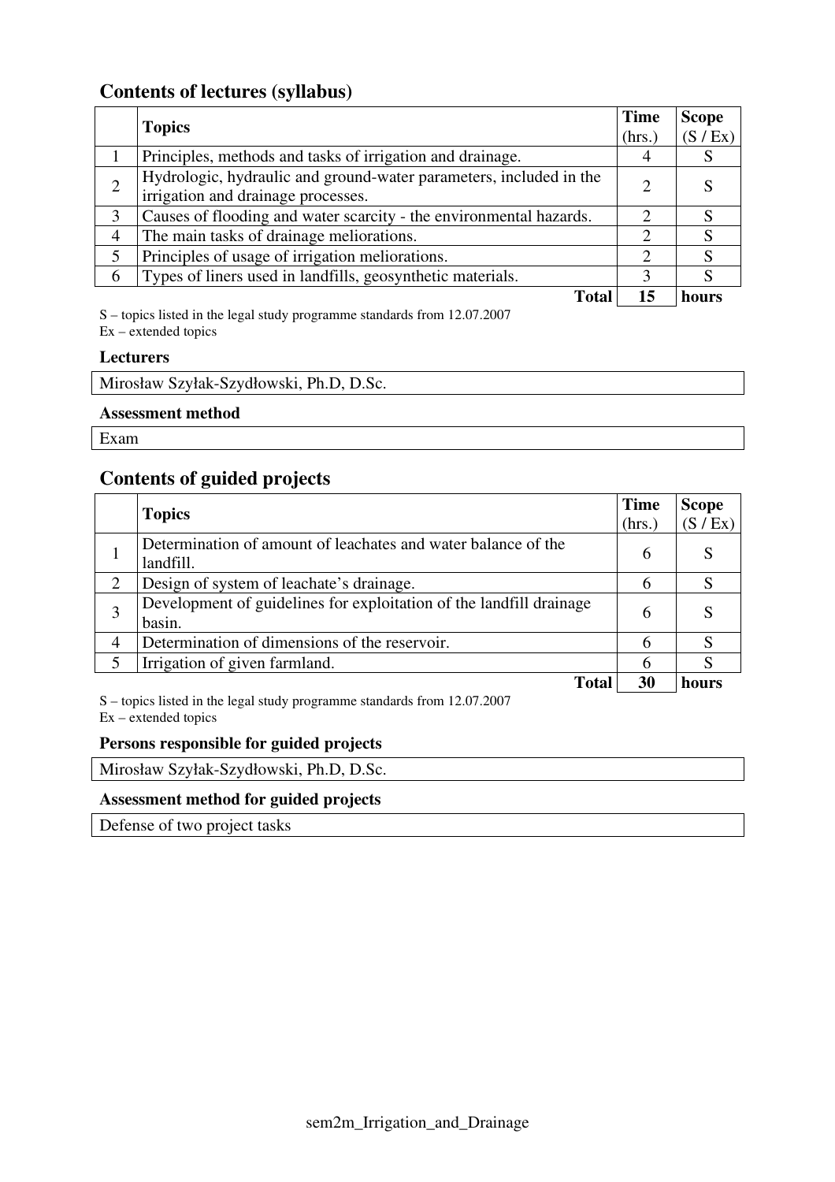## Contents of lectures (syllabus)

| | Topics | Time (hrs.) | Scope (S / Ex) |
|---|---|---|---|
| 1 | Principles, methods and tasks of irrigation and drainage. | 4 | S |
| 2 | Hydrologic, hydraulic and ground-water parameters, included in the irrigation and drainage processes. | 2 | S |
| 3 | Causes of flooding and water scarcity - the environmental hazards. | 2 | S |
| 4 | The main tasks of drainage meliorations. | 2 | S |
| 5 | Principles of usage of irrigation meliorations. | 2 | S |
| 6 | Types of liners used in landfills, geosynthetic materials. | 3 | S |
| | **Total** | **15** | **hours** |

S – topics listed in the legal study programme standards from 12.07.2007
Ex – extended topics

**Lecturers**

Mirosław Szyłak-Szydłowski, Ph.D, D.Sc.

**Assessment method**

Exam

## Contents of guided projects

| | Topics | Time (hrs.) | Scope (S / Ex) |
|---|---|---|---|
| 1 | Determination of amount of leachates and water balance of the landfill. | 6 | S |
| 2 | Design of system of leachate's drainage. | 6 | S |
| 3 | Development of guidelines for exploitation of the landfill drainage basin. | 6 | S |
| 4 | Determination of dimensions of the reservoir. | 6 | S |
| 5 | Irrigation of given farmland. | 6 | S |
| | **Total** | **30** | **hours** |

S – topics listed in the legal study programme standards from 12.07.2007
Ex – extended topics

**Persons responsible for guided projects**

Mirosław Szyłak-Szydłowski, Ph.D, D.Sc.

**Assessment method for guided projects**

Defense of two project tasks